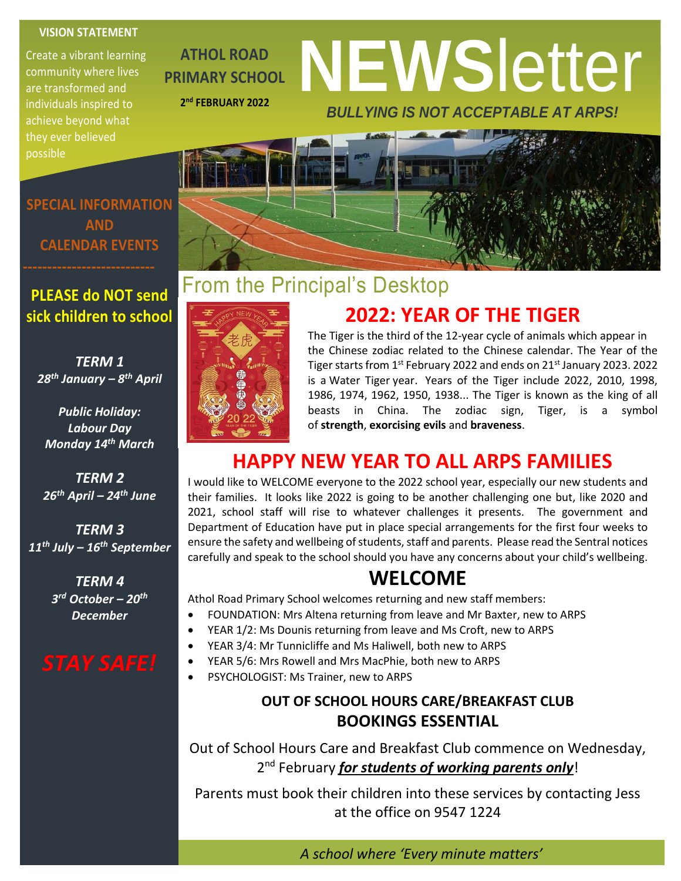**VISION STATEMENT**

Create a vibrant learning community where lives are transformed and individuals inspired to achieve beyond what they ever believed possible

# ATHOL ROAD PRIMARY SCHOOL NEWSletter

**2nd FEBRUARY 2022**

*BULLYING IS NOT ACCEPTABLE AT ARPS!*

## SPECIAL INFORMATION AND CALENDAR EVENTS

**PLEASE do NOT send sick children to school**

***TERM 1***
***28th January – 8th April***

***Public Holiday: Labour Day Monday 14th March***

***TERM 2***
***26th April – 24th June***

***TERM 3***
***11th July – 16th September***

***TERM 4***
***3rd October – 20th December***

***STAY SAFE!***

## From the Principal's Desktop

### 2022: YEAR OF THE TIGER

The Tiger is the third of the 12-year cycle of animals which appear in the Chinese zodiac related to the Chinese calendar. The Year of the Tiger starts from 1st February 2022 and ends on 21st January 2023. 2022 is a Water Tiger year. Years of the Tiger include 2022, 2010, 1998, 1986, 1974, 1962, 1950, 1938... The Tiger is known as the king of all beasts in China. The zodiac sign, Tiger, is a symbol of **strength**, **exorcising evils** and **braveness**.

### HAPPY NEW YEAR TO ALL ARPS FAMILIES

I would like to WELCOME everyone to the 2022 school year, especially our new students and their families. It looks like 2022 is going to be another challenging one but, like 2020 and 2021, school staff will rise to whatever challenges it presents. The government and Department of Education have put in place special arrangements for the first four weeks to ensure the safety and wellbeing of students, staff and parents. Please read the Sentral notices carefully and speak to the school should you have any concerns about your child's wellbeing.

### WELCOME

Athol Road Primary School welcomes returning and new staff members:

- FOUNDATION: Mrs Altena returning from leave and Mr Baxter, new to ARPS
- YEAR 1/2: Ms Dounis returning from leave and Ms Croft, new to ARPS
- YEAR 3/4: Mr Tunnicliffe and Ms Haliwell, both new to ARPS
- YEAR 5/6: Mrs Rowell and Mrs MacPhie, both new to ARPS
- PSYCHOLOGIST: Ms Trainer, new to ARPS

### OUT OF SCHOOL HOURS CARE/BREAKFAST CLUB BOOKINGS ESSENTIAL

Out of School Hours Care and Breakfast Club commence on Wednesday, 2nd February ***for students of working parents only***!

Parents must book their children into these services by contacting Jess at the office on 9547 1224

*A school where 'Every minute matters'*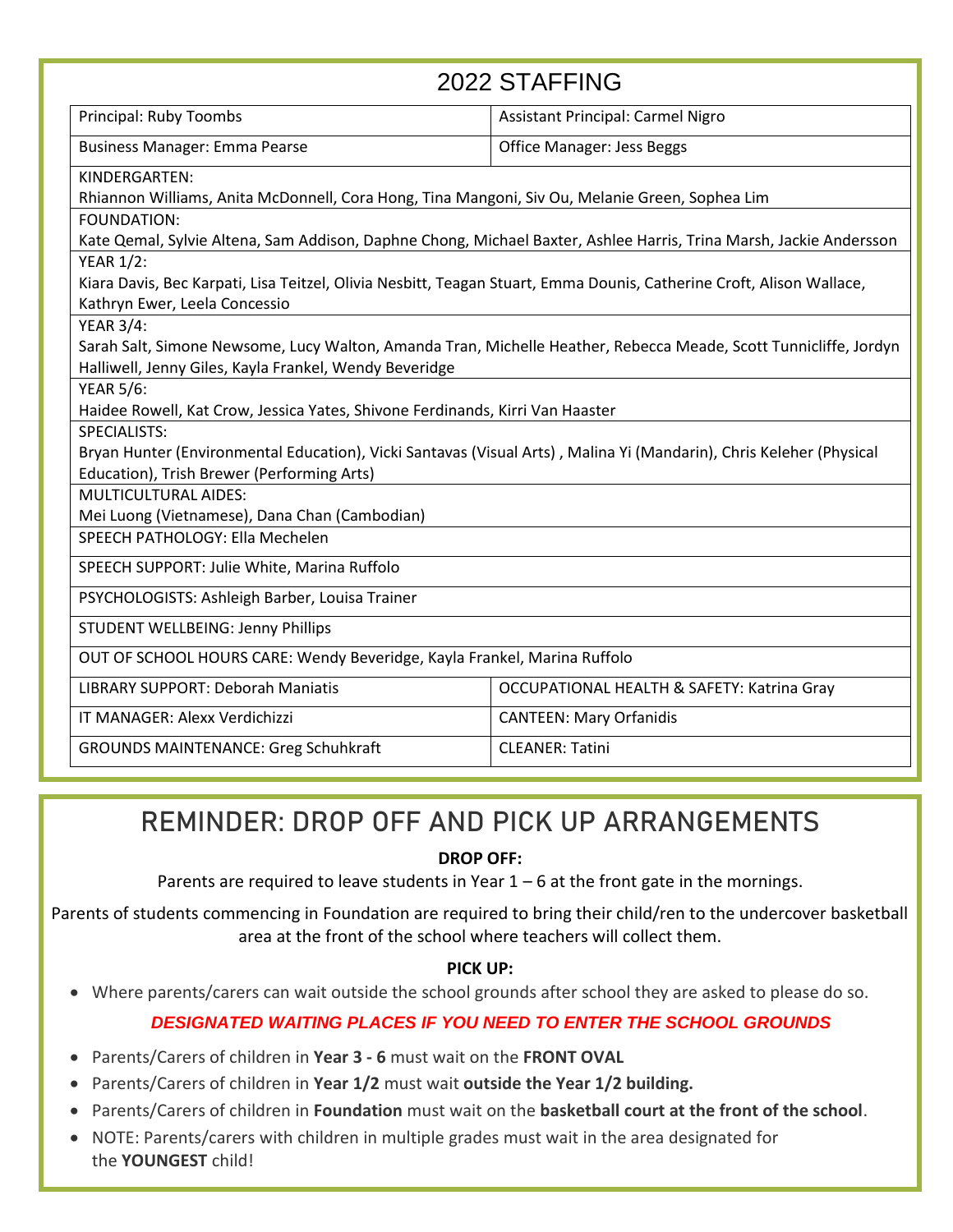## 2022 STAFFING

| Principal: Ruby Toombs | Assistant Principal: Carmel Nigro |
|---|---|
| Business Manager: Emma Pearse | Office Manager: Jess Beggs |
| KINDERGARTEN: Rhiannon Williams, Anita McDonnell, Cora Hong, Tina Mangoni, Siv Ou, Melanie Green, Sophea Lim | |
| FOUNDATION: Kate Qemal, Sylvie Altena, Sam Addison, Daphne Chong, Michael Baxter, Ashlee Harris, Trina Marsh, Jackie Andersson | |
| YEAR 1/2: Kiara Davis, Bec Karpati, Lisa Teitzel, Olivia Nesbitt, Teagan Stuart, Emma Dounis, Catherine Croft, Alison Wallace, Kathryn Ewer, Leela Concessio | |
| YEAR 3/4: Sarah Salt, Simone Newsome, Lucy Walton, Amanda Tran, Michelle Heather, Rebecca Meade, Scott Tunnicliffe, Jordyn Halliwell, Jenny Giles, Kayla Frankel, Wendy Beveridge | |
| YEAR 5/6: Haidee Rowell, Kat Crow, Jessica Yates, Shivone Ferdinands, Kirri Van Haaster | |
| SPECIALISTS: Bryan Hunter (Environmental Education), Vicki Santavas (Visual Arts) , Malina Yi (Mandarin), Chris Keleher (Physical Education), Trish Brewer (Performing Arts) | |
| MULTICULTURAL AIDES: Mei Luong (Vietnamese), Dana Chan (Cambodian) | |
| SPEECH PATHOLOGY: Ella Mechelen | |
| SPEECH SUPPORT: Julie White, Marina Ruffolo | |
| PSYCHOLOGISTS: Ashleigh Barber, Louisa Trainer | |
| STUDENT WELLBEING: Jenny Phillips | |
| OUT OF SCHOOL HOURS CARE: Wendy Beveridge, Kayla Frankel, Marina Ruffolo | |
| LIBRARY SUPPORT: Deborah Maniatis | OCCUPATIONAL HEALTH & SAFETY: Katrina Gray |
| IT MANAGER: Alexx Verdichizzi | CANTEEN: Mary Orfanidis |
| GROUNDS MAINTENANCE: Greg Schuhkraft | CLEANER: Tatini |

## REMINDER: DROP OFF AND PICK UP ARRANGEMENTS

**DROP OFF:**

Parents are required to leave students in Year 1 – 6 at the front gate in the mornings.

Parents of students commencing in Foundation are required to bring their child/ren to the undercover basketball area at the front of the school where teachers will collect them.

**PICK UP:**

- Where parents/carers can wait outside the school grounds after school they are asked to please do so.

***DESIGNATED WAITING PLACES IF YOU NEED TO ENTER THE SCHOOL GROUNDS***

- Parents/Carers of children in **Year 3 - 6** must wait on the **FRONT OVAL**
- Parents/Carers of children in **Year 1/2** must wait **outside the Year 1/2 building.**
- Parents/Carers of children in **Foundation** must wait on the **basketball court at the front of the school**.
- NOTE: Parents/carers with children in multiple grades must wait in the area designated for the **YOUNGEST** child!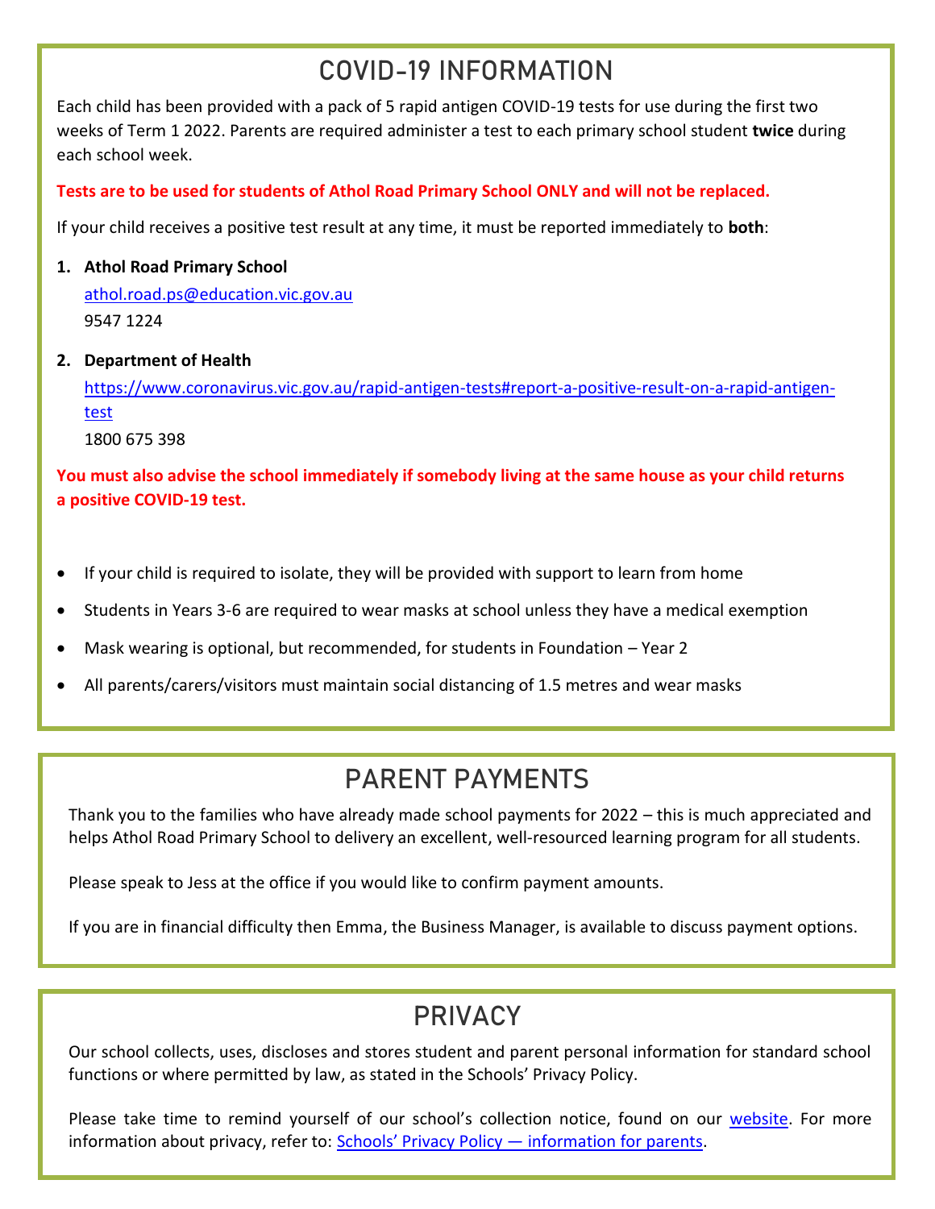## COVID-19 INFORMATION

Each child has been provided with a pack of 5 rapid antigen COVID-19 tests for use during the first two weeks of Term 1 2022. Parents are required administer a test to each primary school student **twice** during each school week.

**Tests are to be used for students of Athol Road Primary School ONLY and will not be replaced.**

If your child receives a positive test result at any time, it must be reported immediately to **both**:

1. **Athol Road Primary School**
   [athol.road.ps@education.vic.gov.au](mailto:athol.road.ps@education.vic.gov.au)
   9547 1224

2. **Department of Health**
   [https://www.coronavirus.vic.gov.au/rapid-antigen-tests#report-a-positive-result-on-a-rapid-antigen-test](https://www.coronavirus.vic.gov.au/rapid-antigen-tests#report-a-positive-result-on-a-rapid-antigen-test)
   1800 675 398

**You must also advise the school immediately if somebody living at the same house as your child returns a positive COVID-19 test.**

- If your child is required to isolate, they will be provided with support to learn from home
- Students in Years 3-6 are required to wear masks at school unless they have a medical exemption
- Mask wearing is optional, but recommended, for students in Foundation – Year 2
- All parents/carers/visitors must maintain social distancing of 1.5 metres and wear masks

## PARENT PAYMENTS

Thank you to the families who have already made school payments for 2022 – this is much appreciated and helps Athol Road Primary School to deliver an excellent, well-resourced learning program for all students.

Please speak to Jess at the office if you would like to confirm payment amounts.

If you are in financial difficulty then Emma, the Business Manager, is available to discuss payment options.

## PRIVACY

Our school collects, uses, discloses and stores student and parent personal information for standard school functions or where permitted by law, as stated in the Schools' Privacy Policy.

Please take time to remind yourself of our school's collection notice, found on our website. For more information about privacy, refer to: Schools' Privacy Policy — information for parents.